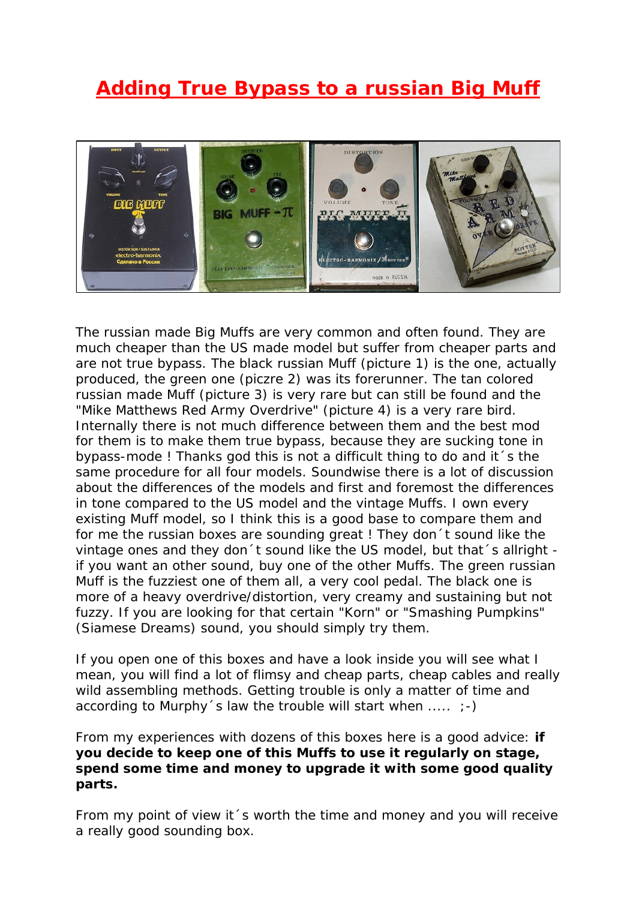# Adding True Bypass to a russian Big Muff

The russian made Big Muffs are very common and often found. They are much cheaper than the US made model but suffer from cheaper parts and are not true bypass. The black russian Muff (picture 1) is the one, actually produced, the green one (piczre 2) was its forerunner. The tan colored russian made Muff (picture 3) is very rare but can still be found and the "Mike Matthews Red Army Overdrive" (picture 4) is a very rare bird. Internally there is not much difference between them and the best mod for them is to make them true bypass, because they are sucking tone in bypass-mode ! Thanks god this is not a difficult thing to do and it´s the same procedure for all four models. Soundwise there is a lot of discussion about the differences of the models and first and foremost the differences in tone compared to the US model and the vintage Muffs. I own every existing Muff model, so I think this is a good base to compare them and for me the russian boxes are sounding great ! They don´t sound like the vintage ones and they don´t sound like the US model, but that´s allright - if you want an other sound, buy one of the other Muffs. The green russian Muff is the fuzziest one of them all, a very cool pedal. The black one is more of a heavy overdrive/distortion, very creamy and sustaining but not fuzzy. If you are looking for that certain "Korn" or "Smashing Pumpkins" (Siamese Dreams) sound, you should simply try them.

If you open one of this boxes and have a look inside you will see what I mean, you will find a lot of flimsy and cheap parts, cheap cables and really wild assembling methods. Getting trouble is only a matter of time and according to Murphy´s law the trouble will start when ..... ;-)

From my experiences with dozens of this boxes here is a good advice: **if you decide to keep one of this Muffs to use it regularly on stage, spend some time and money to upgrade it with some good quality parts.**

From my point of view it´s worth the time and money and you will receive a really good sounding box.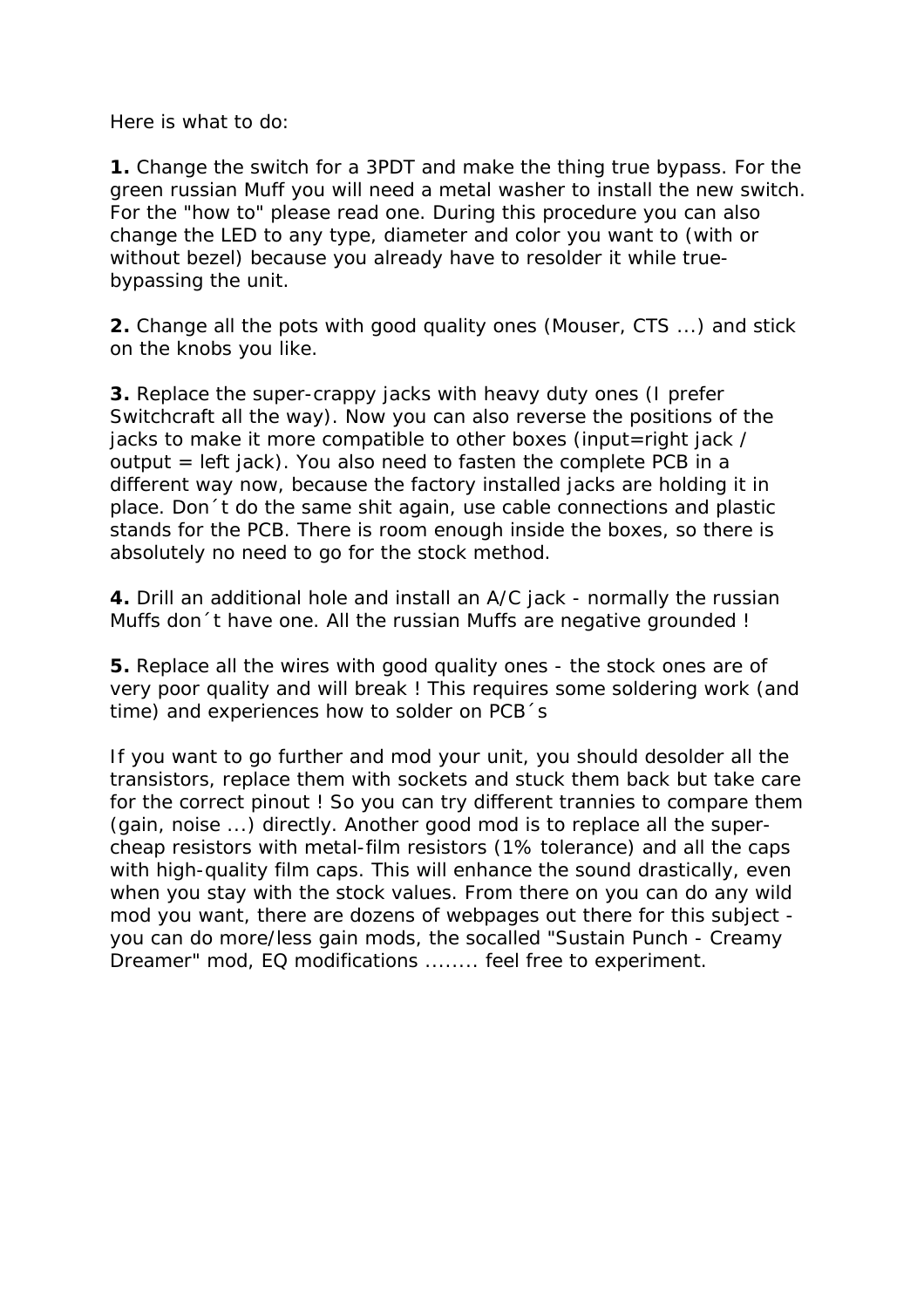Here is what to do:

**1.** Change the switch for a 3PDT and make the thing true bypass. For the green russian Muff you will need a metal washer to install the new switch. For the "how to" please read one. During this procedure you can also change the LED to any type, diameter and color you want to (with or without bezel) because you already have to resolder it while true-bypassing the unit.

**2.** Change all the pots with good quality ones (Mouser, CTS ...) and stick on the knobs you like.

**3.** Replace the super-crappy jacks with heavy duty ones (I prefer Switchcraft all the way). Now you can also reverse the positions of the jacks to make it more compatible to other boxes (input=right jack / output = left jack). You also need to fasten the complete PCB in a different way now, because the factory installed jacks are holding it in place. Don´t do the same shit again, use cable connections and plastic stands for the PCB. There is room enough inside the boxes, so there is absolutely no need to go for the stock method.

**4.** Drill an additional hole and install an A/C jack - normally the russian Muffs don´t have one. All the russian Muffs are negative grounded !

**5.** Replace all the wires with good quality ones - the stock ones are of very poor quality and will break ! This requires some soldering work (and time) and experiences how to solder on PCB´s

If you want to go further and mod your unit, you should desolder all the transistors, replace them with sockets and stuck them back but take care for the correct pinout ! So you can try different trannies to compare them (gain, noise ...) directly. Another good mod is to replace all the super-cheap resistors with metal-film resistors (1% tolerance) and all the caps with high-quality film caps. This will enhance the sound drastically, even when you stay with the stock values. From there on you can do any wild mod you want, there are dozens of webpages out there for this subject - you can do more/less gain mods, the socalled "Sustain Punch - Creamy Dreamer" mod, EQ modifications ........ feel free to experiment.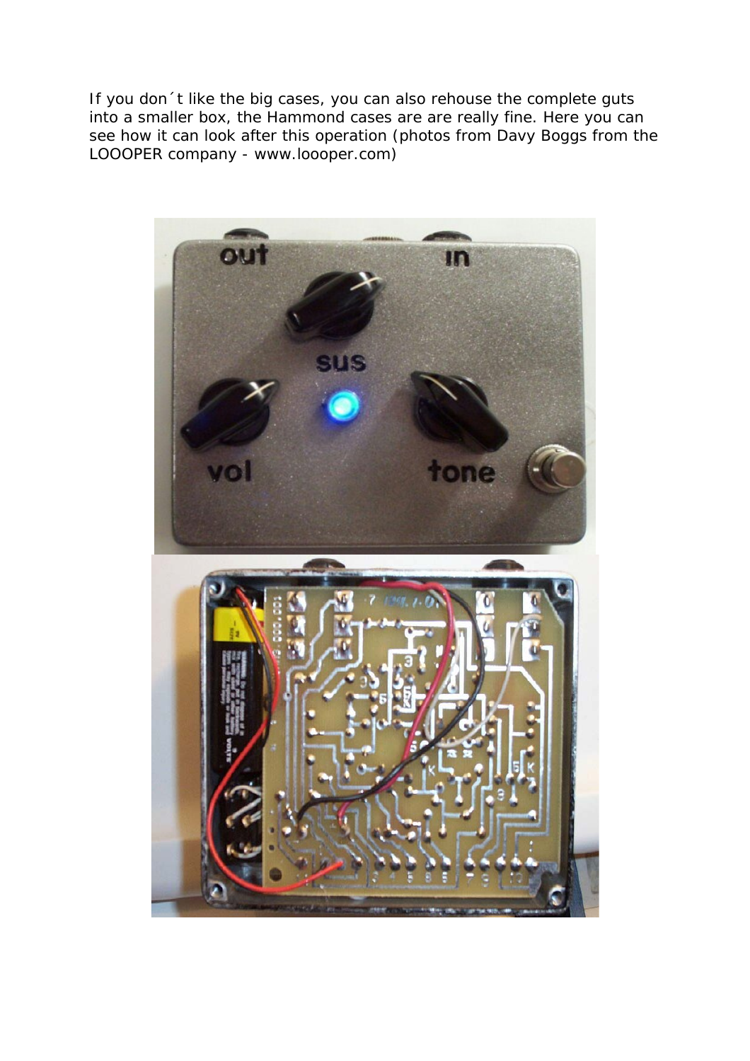If you don´t like the big cases, you can also rehouse the complete guts into a smaller box, the Hammond cases are are really fine. Here you can see how it can look after this operation (photos from Davy Boggs from the LOOOPER company - www.loooper.com)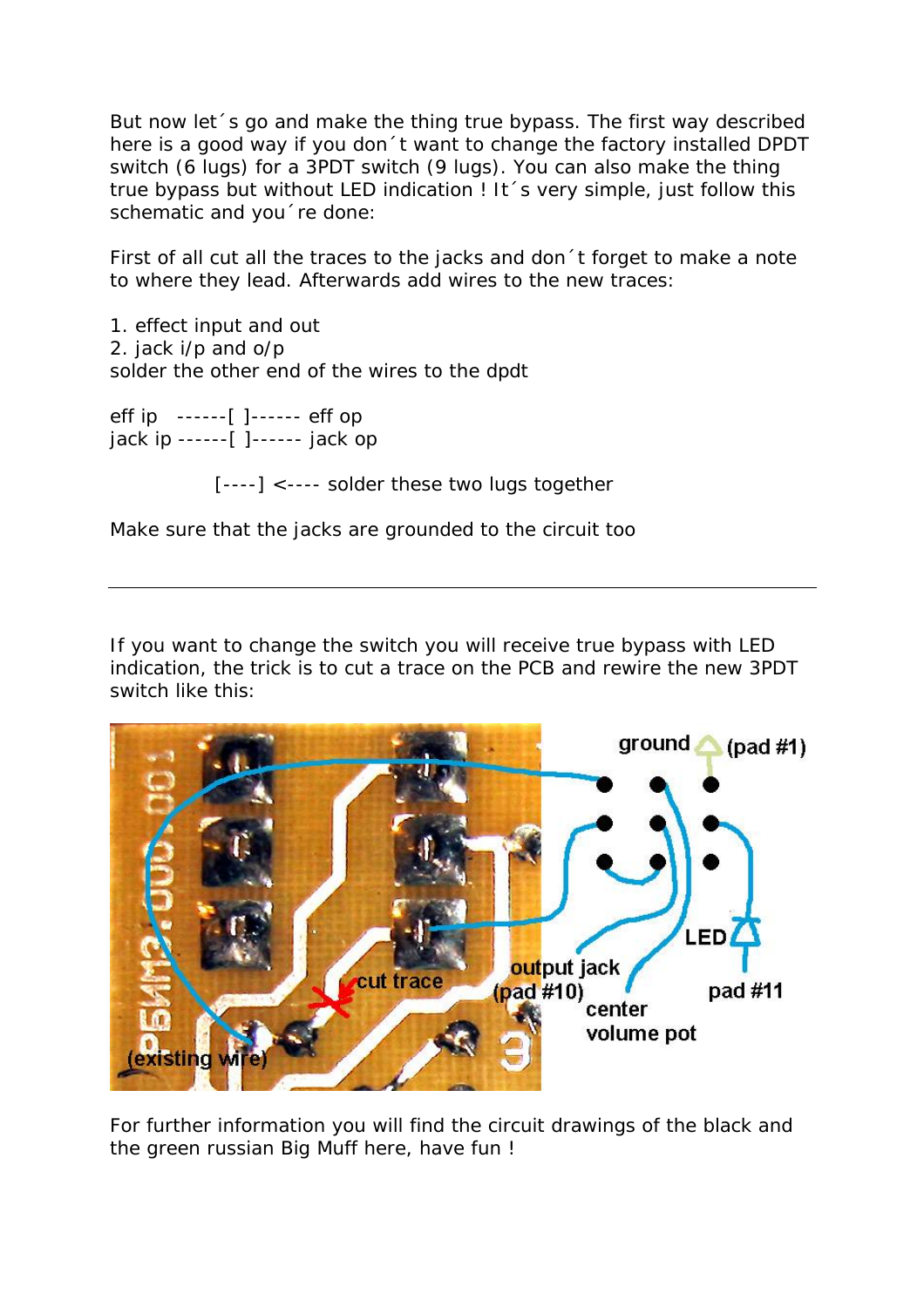But now let´s go and make the thing true bypass. The first way described here is a good way if you don´t want to change the factory installed DPDT switch (6 lugs) for a 3PDT switch (9 lugs). You can also make the thing true bypass but without LED indication ! It´s very simple, just follow this schematic and you´re done:

First of all cut all the traces to the jacks and don´t forget to make a note to where they lead. Afterwards add wires to the new traces:

1. effect input and out
2. jack i/p and o/p

solder the other end of the wires to the dpdt

```
eff ip   ------[ ]------ eff op
jack ip ------[ ]------ jack op

               [----] <---- solder these two lugs together
```

Make sure that the jacks are grounded to the circuit too

---

If you want to change the switch you will receive true bypass with LED indication, the trick is to cut a trace on the PCB and rewire the new 3PDT switch like this:

For further information you will find the circuit drawings of the black and the green russian Big Muff here, have fun !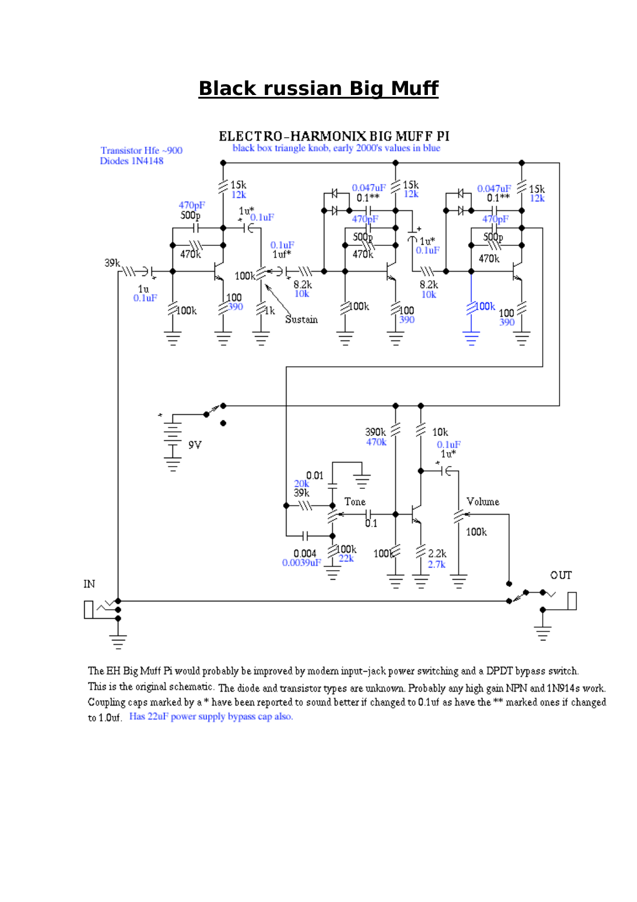# Black russian Big Muff

ELECTRO-HARMONIX BIG MUFF PI

black box triangle knob, early 2000's values in blue

Transistor Hfe ~900
Diodes 1N4148

The EH Big Muff Pi would probably be improved by modern input-jack power switching and a DPDT bypass switch. This is the original schematic. The diode and transistor types are unknown. Probably any high gain NPN and 1N914s work. Coupling caps marked by a * have been reported to sound better if changed to 0.1uf as have the ** marked ones if changed to 1.0uf. Has 22uF power supply bypass cap also.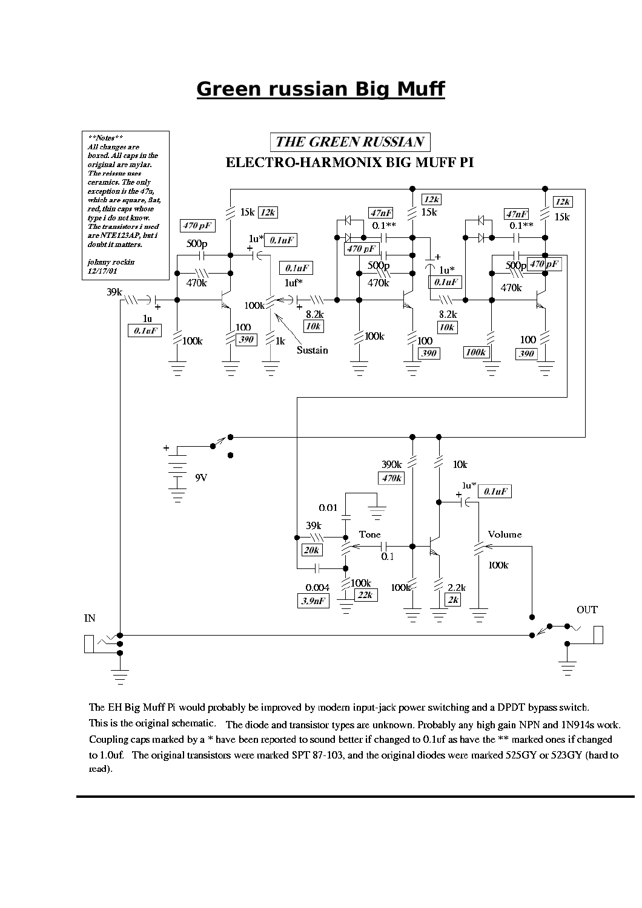# Green russian Big Muff

**Notes**
All changes are boxed. All caps in the original are mylar. The reissue uses ceramics. The only exception is the 47n, which are square, flat, red, thin caps whose type i do not know. The transistors i used are NTE123AP, but i doubt it matters.

johnny rockin
12/17/01

THE GREEN RUSSIAN

ELECTRO-HARMONIX BIG MUFF PI

15k 12k
470 pF
500p
1u* 0.1uF
470k
39k
0.1uF
1uf*
1u
0.1uF
100k
100k
100
390
1k
8.2k
10k
Sustain
47nF
12k
15k
0.1**
470 pF
500p
470k
1u*
0.1uF
100k
100
390
8.2k
10k
47nF
12k
15k
0.1**
500p 470 pF
470k
100k
100k
100
390
9V
390k
470k
10k
1u* 0.1uF
0.01
39k
20k
Tone
0.1
Volume
100k
0.004
3.9nF
100k
22k
100k
2.2k
2k
IN
OUT

The EH Big Muff Pi would probably be improved by modern input-jack power switching and a DPDT bypass switch.
This is the original schematic. The diode and transistor types are unknown. Probably any high gain NPN and 1N914s work. Coupling caps marked by a * have been reported to sound better if changed to 0.1uf as have the ** marked ones if changed to 1.0uf. The original transistors were marked SPT 87-103, and the original diodes were marked 525GY or 523GY (hard to read).